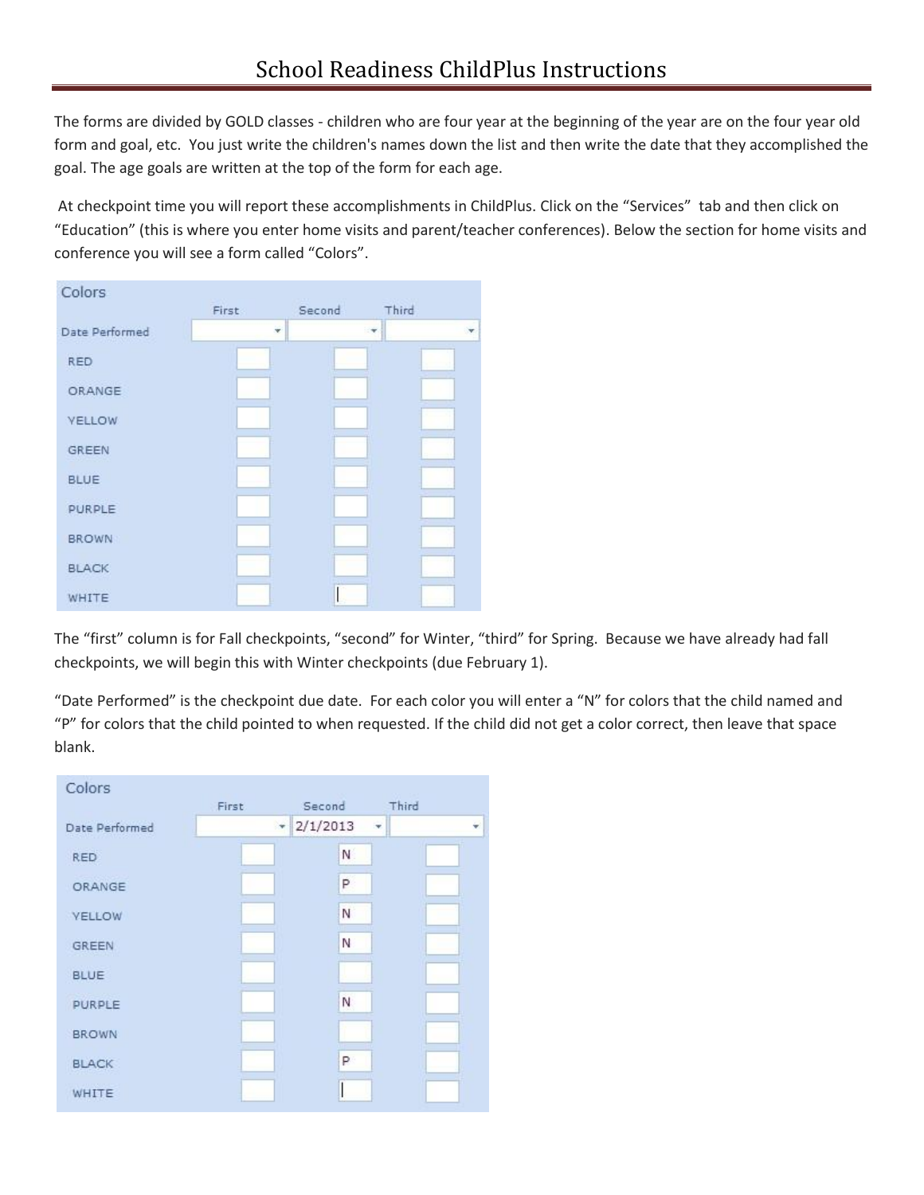# School Readiness ChildPlus Instructions

The forms are divided by GOLD classes - children who are four year at the beginning of the year are on the four year old form and goal, etc. You just write the children's names down the list and then write the date that they accomplished the goal. The age goals are written at the top of the form for each age.

At checkpoint time you will report these accomplishments in ChildPlus. Click on the "Services" tab and then click on "Education" (this is where you enter home visits and parent/teacher conferences). Below the section for home visits and conference you will see a form called "Colors".

**Colors**

| | First | Second | Third |
|---|---|---|---|
| Date Performed | | | |
| RED | | | |
| ORANGE | | | |
| YELLOW | | | |
| GREEN | | | |
| BLUE | | | |
| PURPLE | | | |
| BROWN | | | |
| BLACK | | | |
| WHITE | | | |

The "first" column is for Fall checkpoints, "second" for Winter, "third" for Spring. Because we have already had fall checkpoints, we will begin this with Winter checkpoints (due February 1).

"Date Performed" is the checkpoint due date. For each color you will enter a "N" for colors that the child named and "P" for colors that the child pointed to when requested. If the child did not get a color correct, then leave that space blank.

**Colors**

| | First | Second | Third |
|---|---|---|---|
| Date Performed | | 2/1/2013 | |
| RED | | N | |
| ORANGE | | P | |
| YELLOW | | N | |
| GREEN | | N | |
| BLUE | | | |
| PURPLE | | N | |
| BROWN | | | |
| BLACK | | P | |
| WHITE | | | |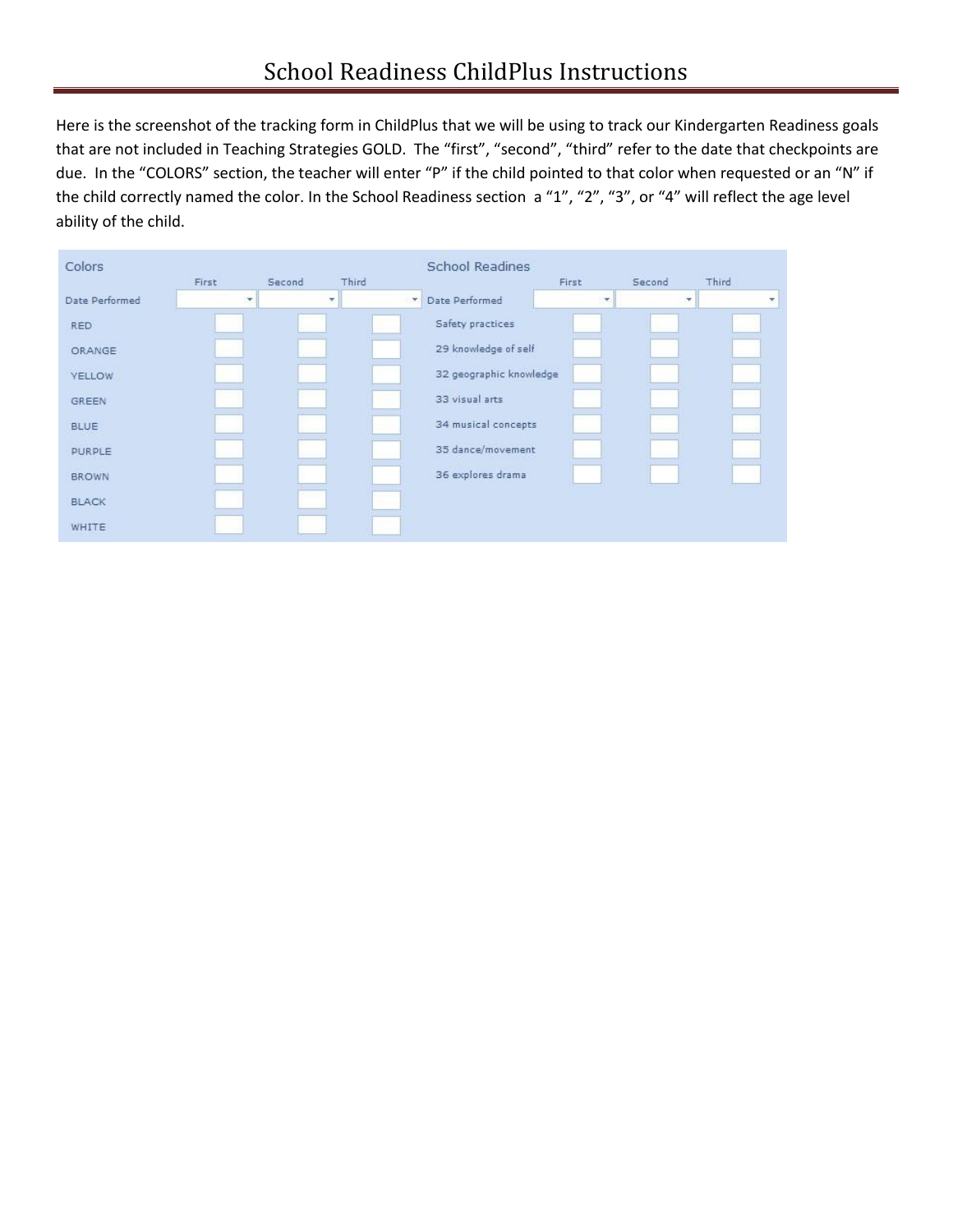# School Readiness ChildPlus Instructions

Here is the screenshot of the tracking form in ChildPlus that we will be using to track our Kindergarten Readiness goals that are not included in Teaching Strategies GOLD. The "first", "second", "third" refer to the date that checkpoints are due. In the "COLORS" section, the teacher will enter "P" if the child pointed to that color when requested or an "N" if the child correctly named the color. In the School Readiness section a "1", "2", "3", or "4" will reflect the age level ability of the child.

| Colors | First | Second | Third | School Readines | First | Second | Third |
| --- | --- | --- | --- | --- | --- | --- | --- |
| Date Performed | | | | Date Performed | | | |
| RED | | | | Safety practices | | | |
| ORANGE | | | | 29 knowledge of self | | | |
| YELLOW | | | | 32 geographic knowledge | | | |
| GREEN | | | | 33 visual arts | | | |
| BLUE | | | | 34 musical concepts | | | |
| PURPLE | | | | 35 dance/movement | | | |
| BROWN | | | | 36 explores drama | | | |
| BLACK | | | | | | | |
| WHITE | | | | | | | |